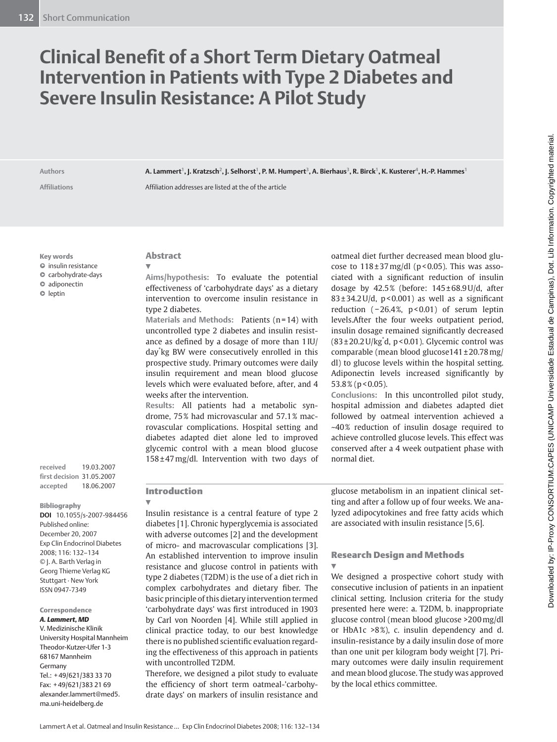Short Communication

# Clinical Benefit of a Short Term Dietary Oatmeal Intervention in Patients with Type 2 Diabetes and Severe Insulin Resistance: A Pilot Study

**Authors** A. Lammert[1], J. Kratzsch[2], J. Selhorst[1], P. M. Humpert[3], A. Bierhaus[3], R. Birck[1], K. Kusterer[4], H.-P. Hammes[1]

**Affiliations** Affiliation addresses are listed at the of the article

**Key words**
- insulin resistance
- carbohydrate-days
- adiponectin
- leptin

received 19.03.2007
first decision 31.05.2007
accepted 18.06.2007

**Bibliography**
**DOI** 10.1055/s-2007-984456
Published online: December 20, 2007
Exp Clin Endocrinol Diabetes 2008; 116: 132–134
© J. A. Barth Verlag in Georg Thieme Verlag KG Stuttgart · New York
ISSN 0947-7349

**Correspondence**
***A. Lammert, MD***
V. Medizinische Klinik
University Hospital Mannheim
Theodor-Kutzer-Ufer 1-3
68167 Mannheim
Germany
Tel.: +49/621/383 33 70
Fax: +49/621/383 21 69
alexander.lammert@med5.ma.uni-heidelberg.de

## Abstract

**Aims/hypothesis:** To evaluate the potential effectiveness of 'carbohydrate days' as a dietary intervention to overcome insulin resistance in type 2 diabetes.

**Materials and Methods:** Patients (n=14) with uncontrolled type 2 diabetes and insulin resistance as defined by a dosage of more than 1 IU/day*kg BW were consecutively enrolled in this prospective study. Primary outcomes were daily insulin requirement and mean blood glucose levels which were evaluated before, after, and 4 weeks after the intervention.

**Results:** All patients had a metabolic syndrome, 75% had microvascular and 57.1% macrovascular complications. Hospital setting and diabetes adapted diet alone led to improved glycemic control with a mean blood glucose 158±47 mg/dl. Intervention with two days of oatmeal diet further decreased mean blood glucose to 118±37 mg/dl ($p<0.05$). This was associated with a significant reduction of insulin dosage by 42.5% (before: 145±68.9 U/d, after 83±34.2 U/d, $p<0.001$) as well as a significant reduction (−26.4%, $p<0.01$) of serum leptin levels.After the four weeks outpatient period, insulin dosage remained significantly decreased (83±20.2 U/kg*d, $p<0.01$). Glycemic control was comparable (mean blood glucose141±20.78 mg/dl) to glucose levels within the hospital setting. Adiponectin levels increased significantly by 53.8% ($p<0.05$).

**Conclusions:** In this uncontrolled pilot study, hospital admission and diabetes adapted diet followed by oatmeal intervention achieved a ~40% reduction of insulin dosage required to achieve controlled glucose levels. This effect was conserved after a 4 week outpatient phase with normal diet.

## Introduction

Insulin resistance is a central feature of type 2 diabetes [1]. Chronic hyperglycemia is associated with adverse outcomes [2] and the development of micro- and macrovascular complications [3]. An established intervention to improve insulin resistance and glucose control in patients with type 2 diabetes (T2DM) is the use of a diet rich in complex carbohydrates and dietary fiber. The basic principle of this dietary intervention termed 'carbohydrate days' was first introduced in 1903 by Carl von Noorden [4]. While still applied in clinical practice today, to our best knowledge there is no published scientific evaluation regarding the effectiveness of this approach in patients with uncontrolled T2DM.

Therefore, we designed a pilot study to evaluate the efficiency of short term oatmeal-'carbohydrate days' on markers of insulin resistance and glucose metabolism in an inpatient clinical setting and after a follow up of four weeks. We analyzed adipocytokines and free fatty acids which are associated with insulin resistance [5,6].

## Research Design and Methods

We designed a prospective cohort study with consecutive inclusion of patients in an inpatient clinical setting. Inclusion criteria for the study presented here were: a. T2DM, b. inappropriate glucose control (mean blood glucose >200 mg/dl or HbA1c >8%), c. insulin dependency and d. insulin-resistance by a daily insulin dose of more than one unit per kilogram body weight [7]. Primary outcomes were daily insulin requirement and mean blood glucose. The study was approved by the local ethics committee.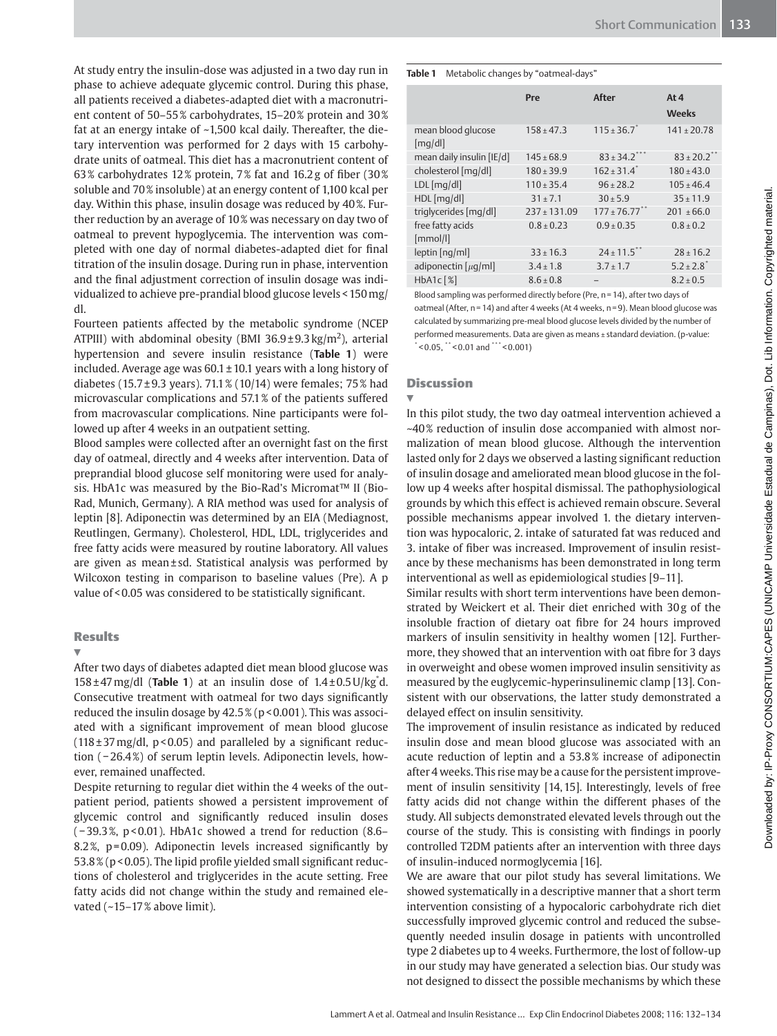At study entry the insulin-dose was adjusted in a two day run in phase to achieve adequate glycemic control. During this phase, all patients received a diabetes-adapted diet with a macronutrient content of 50–55 % carbohydrates, 15–20 % protein and 30 % fat at an energy intake of ~1,500 kcal daily. Thereafter, the dietary intervention was performed for 2 days with 15 carbohydrate units of oatmeal. This diet has a macronutrient content of 63 % carbohydrates 12 % protein, 7 % fat and 16.2 g of fiber (30 % soluble and 70 % insoluble) at an energy content of 1,100 kcal per day. Within this phase, insulin dosage was reduced by 40 %. Further reduction by an average of 10 % was necessary on day two of oatmeal to prevent hypoglycemia. The intervention was completed with one day of normal diabetes-adapted diet for final titration of the insulin dosage. During run in phase, intervention and the final adjustment correction of insulin dosage was individualized to achieve pre-prandial blood glucose levels < 150 mg/dl.

Fourteen patients affected by the metabolic syndrome (NCEP ATPIII) with abdominal obesity (BMI 36.9 ± 9.3 kg/m$^2$), arterial hypertension and severe insulin resistance (**Table 1**) were included. Average age was 60.1 ± 10.1 years with a long history of diabetes (15.7 ± 9.3 years). 71.1 % (10/14) were females; 75 % had microvascular complications and 57.1 % of the patients suffered from macrovascular complications. Nine participants were followed up after 4 weeks in an outpatient setting.

Blood samples were collected after an overnight fast on the first day of oatmeal, directly and 4 weeks after intervention. Data of preprandial blood glucose self monitoring were used for analysis. HbA1c was measured by the Bio-Rad's Micromat™ II (Bio-Rad, Munich, Germany). A RIA method was used for analysis of leptin [8]. Adiponectin was determined by an EIA (Mediagnost, Reutlingen, Germany). Cholesterol, HDL, LDL, triglycerides and free fatty acids were measured by routine laboratory. All values are given as mean ± sd. Statistical analysis was performed by Wilcoxon testing in comparison to baseline values (Pre). A p value of < 0.05 was considered to be statistically significant.

## Results

After two days of diabetes adapted diet mean blood glucose was 158 ± 47 mg/dl (**Table 1**) at an insulin dose of 1.4 ± 0.5 U/kg*d. Consecutive treatment with oatmeal for two days significantly reduced the insulin dosage by 42.5 % (p < 0.001). This was associated with a significant improvement of mean blood glucose (118 ± 37 mg/dl, p < 0.05) and paralleled by a significant reduction (−26.4 %) of serum leptin levels. Adiponectin levels, however, remained unaffected.

Despite returning to regular diet within the 4 weeks of the outpatient period, patients showed a persistent improvement of glycemic control and significantly reduced insulin doses (−39.3 %, p < 0.01). HbA1c showed a trend for reduction (8.6–8.2 %, p = 0.09). Adiponectin levels increased significantly by 53.8 % (p < 0.05). The lipid profile yielded small significant reductions of cholesterol and triglycerides in the acute setting. Free fatty acids did not change within the study and remained elevated (~15–17 % above limit).

**Table 1** Metabolic changes by "oatmeal-days"

| | Pre | After | At 4 Weeks |
|---|---|---|---|
| mean blood glucose [mg/dl] | 158 ± 47.3 | 115 ± 36.7* | 141 ± 20.78 |
| mean daily insulin [IE/d] | 145 ± 68.9 | 83 ± 34.2*** | 83 ± 20.2** |
| cholesterol [mg/dl] | 180 ± 39.9 | 162 ± 31.4* | 180 ± 43.0 |
| LDL [mg/dl] | 110 ± 35.4 | 96 ± 28.2 | 105 ± 46.4 |
| HDL [mg/dl] | 31 ± 7.1 | 30 ± 5.9 | 35 ± 11.9 |
| triglycerides [mg/dl] | 237 ± 131.09 | 177 ± 76.77** | 201 ± 66.0 |
| free fatty acids [mmol/l] | 0.8 ± 0.23 | 0.9 ± 0.35 | 0.8 ± 0.2 |
| leptin [ng/ml] | 33 ± 16.3 | 24 ± 11.5** | 28 ± 16.2 |
| adiponectin [$\mu$g/ml] | 3.4 ± 1.8 | 3.7 ± 1.7 | 5.2 ± 2.8* |
| HbA1c [%] | 8.6 ± 0.8 | – | 8.2 ± 0.5 |

Blood sampling was performed directly before (Pre, n = 14), after two days of oatmeal (After, n = 14) and after 4 weeks (At 4 weeks, n = 9). Mean blood glucose was calculated by summarizing pre-meal blood glucose levels divided by the number of performed measurements. Data are given as means ± standard deviation. (p-value: * < 0.05, ** < 0.01 and *** < 0.001)

## Discussion

In this pilot study, the two day oatmeal intervention achieved a ~40 % reduction of insulin dose accompanied with almost normalization of mean blood glucose. Although the intervention lasted only for 2 days we observed a lasting significant reduction of insulin dosage and ameliorated mean blood glucose in the follow up 4 weeks after hospital dismissal. The pathophysiological grounds by which this effect is achieved remain obscure. Several possible mechanisms appear involved 1. the dietary intervention was hypocaloric, 2. intake of saturated fat was reduced and 3. intake of fiber was increased. Improvement of insulin resistance by these mechanisms has been demonstrated in long term interventional as well as epidemiological studies [9–11].

Similar results with short term interventions have been demonstrated by Weickert et al. Their diet enriched with 30 g of the insoluble fraction of dietary oat fibre for 24 hours improved markers of insulin sensitivity in healthy women [12]. Furthermore, they showed that an intervention with oat fibre for 3 days in overweight and obese women improved insulin sensitivity as measured by the euglycemic-hyperinsulinemic clamp [13]. Consistent with our observations, the latter study demonstrated a delayed effect on insulin sensitivity.

The improvement of insulin resistance as indicated by reduced insulin dose and mean blood glucose was associated with an acute reduction of leptin and a 53.8 % increase of adiponectin after 4 weeks. This rise may be a cause for the persistent improvement of insulin sensitivity [14, 15]. Interestingly, levels of free fatty acids did not change within the different phases of the study. All subjects demonstrated elevated levels through out the course of the study. This is consisting with findings in poorly controlled T2DM patients after an intervention with three days of insulin-induced normoglycemia [16].

We are aware that our pilot study has several limitations. We showed systematically in a descriptive manner that a short term intervention consisting of a hypocaloric carbohydrate rich diet successfully improved glycemic control and reduced the subsequently needed insulin dosage in patients with uncontrolled type 2 diabetes up to 4 weeks. Furthermore, the lost of follow-up in our study may have generated a selection bias. Our study was not designed to dissect the possible mechanisms by which these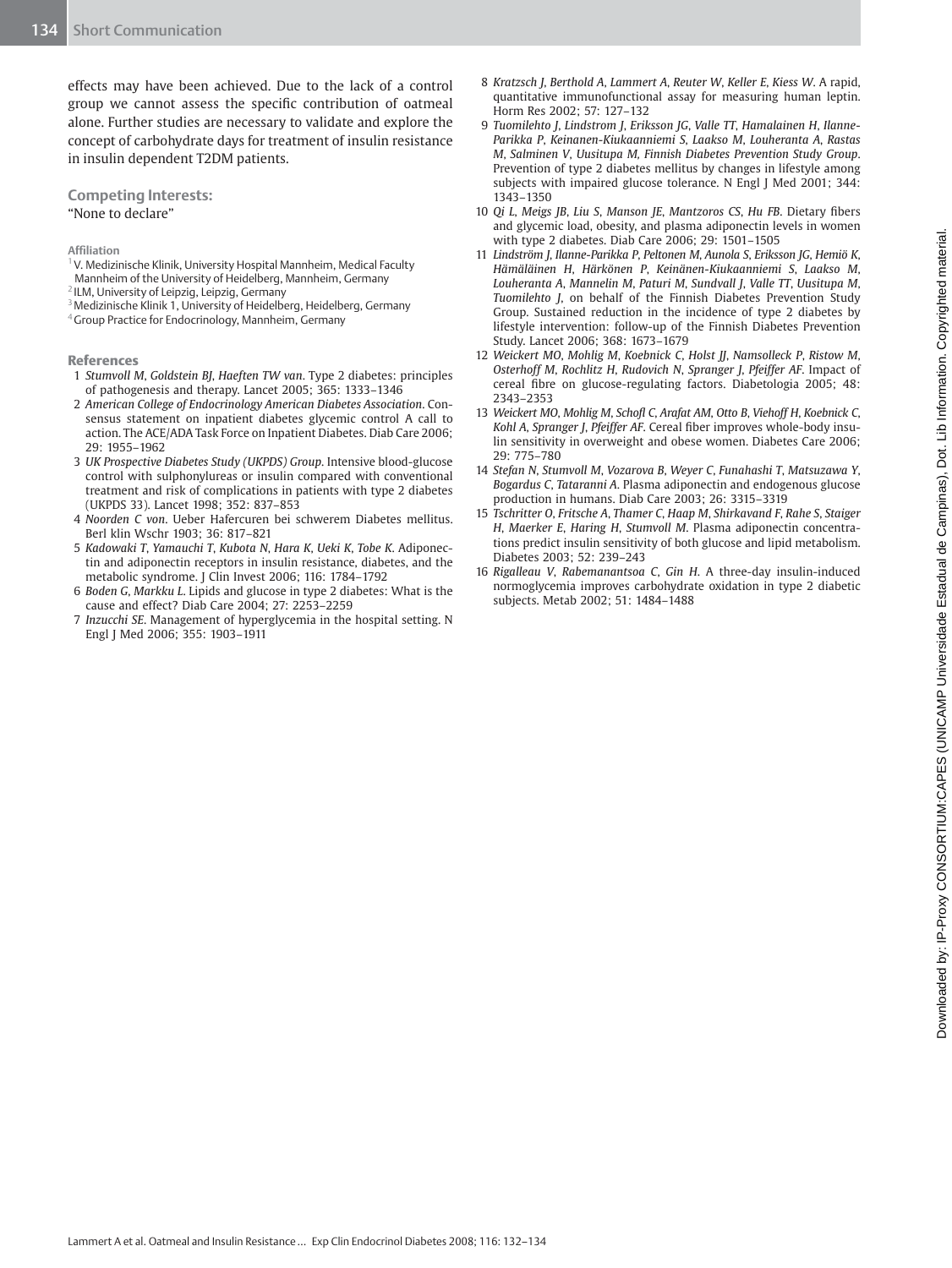effects may have been achieved. Due to the lack of a control group we cannot assess the specific contribution of oatmeal alone. Further studies are necessary to validate and explore the concept of carbohydrate days for treatment of insulin resistance in insulin dependent T2DM patients.

## Competing Interests:

"None to declare"

### Affiliation

[1] V. Medizinische Klinik, University Hospital Mannheim, Medical Faculty Mannheim of the University of Heidelberg, Mannheim, Germany
[2] ILM, University of Leipzig, Leipzig, Germany
[3] Medizinische Klinik 1, University of Heidelberg, Heidelberg, Germany
[4] Group Practice for Endocrinology, Mannheim, Germany

## References

1. *Stumvoll M, Goldstein BJ, Haeften TW van*. Type 2 diabetes: principles of pathogenesis and therapy. Lancet 2005; 365: 1333–1346
2. *American College of Endocrinology American Diabetes Association*. Consensus statement on inpatient diabetes glycemic control A call to action. The ACE/ADA Task Force on Inpatient Diabetes. Diab Care 2006; 29: 1955–1962
3. *UK Prospective Diabetes Study (UKPDS) Group*. Intensive blood-glucose control with sulphonylureas or insulin compared with conventional treatment and risk of complications in patients with type 2 diabetes (UKPDS 33). Lancet 1998; 352: 837–853
4. *Noorden C von*. Ueber Hafercuren bei schwerem Diabetes mellitus. Berl klin Wschr 1903; 36: 817–821
5. *Kadowaki T, Yamauchi T, Kubota N, Hara K, Ueki K, Tobe K*. Adiponectin and adiponectin receptors in insulin resistance, diabetes, and the metabolic syndrome. J Clin Invest 2006; 116: 1784–1792
6. *Boden G, Markku L*. Lipids and glucose in type 2 diabetes: What is the cause and effect? Diab Care 2004; 27: 2253–2259
7. *Inzucchi SE*. Management of hyperglycemia in the hospital setting. N Engl J Med 2006; 355: 1903–1911
8. *Kratzsch J, Berthold A, Lammert A, Reuter W, Keller E, Kiess W*. A rapid, quantitative immunofunctional assay for measuring human leptin. Horm Res 2002; 57: 127–132
9. *Tuomilehto J, Lindstrom J, Eriksson JG, Valle TT, Hamalainen H, Ilanne-Parikka P, Keinanen-Kiukaanniemi S, Laakso M, Louheranta A, Rastas M, Salminen V, Uusitupa M, Finnish Diabetes Prevention Study Group*. Prevention of type 2 diabetes mellitus by changes in lifestyle among subjects with impaired glucose tolerance. N Engl J Med 2001; 344: 1343–1350
10. *Qi L, Meigs JB, Liu S, Manson JE, Mantzoros CS, Hu FB*. Dietary fibers and glycemic load, obesity, and plasma adiponectin levels in women with type 2 diabetes. Diab Care 2006; 29: 1501–1505
11. *Lindström J, Ilanne-Parikka P, Peltonen M, Aunola S, Eriksson JG, Hemiö K, Hämäläinen H, Härkönen P, Keinänen-Kiukaanniemi S, Laakso M, Louheranta A, Mannelin M, Paturi M, Sundvall J, Valle TT, Uusitupa M, Tuomilehto J*, on behalf of the Finnish Diabetes Prevention Study Group. Sustained reduction in the incidence of type 2 diabetes by lifestyle intervention: follow-up of the Finnish Diabetes Prevention Study. Lancet 2006; 368: 1673–1679
12. *Weickert MO, Mohlig M, Koebnick C, Holst JJ, Namsolleck P, Ristow M, Osterhoff M, Rochlitz H, Rudovich N, Spranger J, Pfeiffer AF*. Impact of cereal fibre on glucose-regulating factors. Diabetologia 2005; 48: 2343–2353
13. *Weickert MO, Mohlig M, Schofl C, Arafat AM, Otto B, Viehoff H, Koebnick C, Kohl A, Spranger J, Pfeiffer AF*. Cereal fiber improves whole-body insulin sensitivity in overweight and obese women. Diabetes Care 2006; 29: 775–780
14. *Stefan N, Stumvoll M, Vozarova B, Weyer C, Funahashi T, Matsuzawa Y, Bogardus C, Tataranni A*. Plasma adiponectin and endogenous glucose production in humans. Diab Care 2003; 26: 3315–3319
15. *Tschritter O, Fritsche A, Thamer C, Haap M, Shirkavand F, Rahe S, Staiger H, Maerker E, Haring H, Stumvoll M*. Plasma adiponectin concentrations predict insulin sensitivity of both glucose and lipid metabolism. Diabetes 2003; 52: 239–243
16. *Rigalleau V, Rabemanantsoa C, Gin H*. A three-day insulin-induced normoglycemia improves carbohydrate oxidation in type 2 diabetic subjects. Metab 2002; 51: 1484–1488